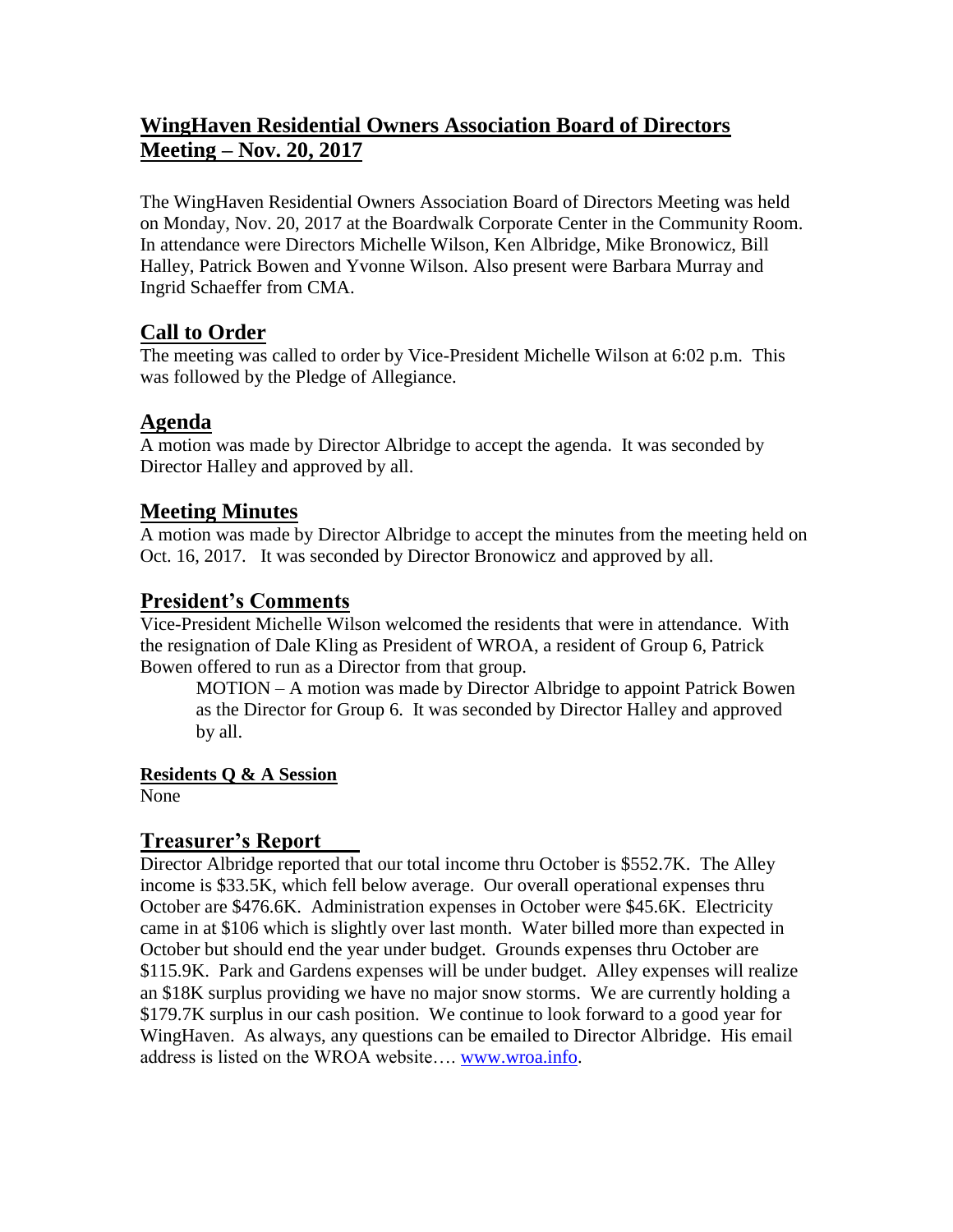# WingHaven Residential Owners Association Board of Directors Meeting – Nov. 20, 2017

The WingHaven Residential Owners Association Board of Directors Meeting was held on Monday, Nov. 20, 2017 at the Boardwalk Corporate Center in the Community Room. In attendance were Directors Michelle Wilson, Ken Albridge, Mike Bronowicz, Bill Halley, Patrick Bowen and Yvonne Wilson. Also present were Barbara Murray and Ingrid Schaeffer from CMA.

## Call to Order

The meeting was called to order by Vice-President Michelle Wilson at 6:02 p.m. This was followed by the Pledge of Allegiance.

## Agenda

A motion was made by Director Albridge to accept the agenda. It was seconded by Director Halley and approved by all.

## Meeting Minutes

A motion was made by Director Albridge to accept the minutes from the meeting held on Oct. 16, 2017. It was seconded by Director Bronowicz and approved by all.

## President's Comments

Vice-President Michelle Wilson welcomed the residents that were in attendance. With the resignation of Dale Kling as President of WROA, a resident of Group 6, Patrick Bowen offered to run as a Director from that group.

> MOTION – A motion was made by Director Albridge to appoint Patrick Bowen as the Director for Group 6. It was seconded by Director Halley and approved by all.

### Residents Q & A Session

None

## Treasurer's Report

Director Albridge reported that our total income thru October is $552.7K. The Alley income is $33.5K, which fell below average. Our overall operational expenses thru October are $476.6K. Administration expenses in October were $45.6K. Electricity came in at $106 which is slightly over last month. Water billed more than expected in October but should end the year under budget. Grounds expenses thru October are $115.9K. Park and Gardens expenses will be under budget. Alley expenses will realize an $18K surplus providing we have no major snow storms. We are currently holding a $179.7K surplus in our cash position. We continue to look forward to a good year for WingHaven. As always, any questions can be emailed to Director Albridge. His email address is listed on the WROA website…. www.wroa.info.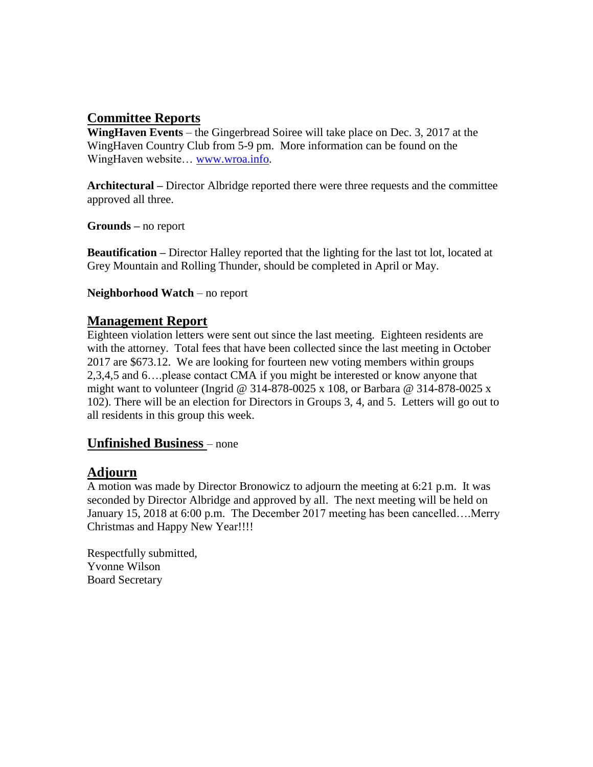## Committee Reports

**WingHaven Events** – the Gingerbread Soiree will take place on Dec. 3, 2017 at the WingHaven Country Club from 5-9 pm. More information can be found on the WingHaven website… www.wroa.info.

**Architectural –** Director Albridge reported there were three requests and the committee approved all three.

**Grounds –** no report

**Beautification –** Director Halley reported that the lighting for the last tot lot, located at Grey Mountain and Rolling Thunder, should be completed in April or May.

**Neighborhood Watch** – no report

## Management Report

Eighteen violation letters were sent out since the last meeting. Eighteen residents are with the attorney. Total fees that have been collected since the last meeting in October 2017 are $673.12. We are looking for fourteen new voting members within groups 2,3,4,5 and 6….please contact CMA if you might be interested or know anyone that might want to volunteer (Ingrid @ 314-878-0025 x 108, or Barbara @ 314-878-0025 x 102). There will be an election for Directors in Groups 3, 4, and 5. Letters will go out to all residents in this group this week.

## Unfinished Business – none

## Adjourn

A motion was made by Director Bronowicz to adjourn the meeting at 6:21 p.m. It was seconded by Director Albridge and approved by all. The next meeting will be held on January 15, 2018 at 6:00 p.m. The December 2017 meeting has been cancelled….Merry Christmas and Happy New Year!!!!

Respectfully submitted,
Yvonne Wilson
Board Secretary